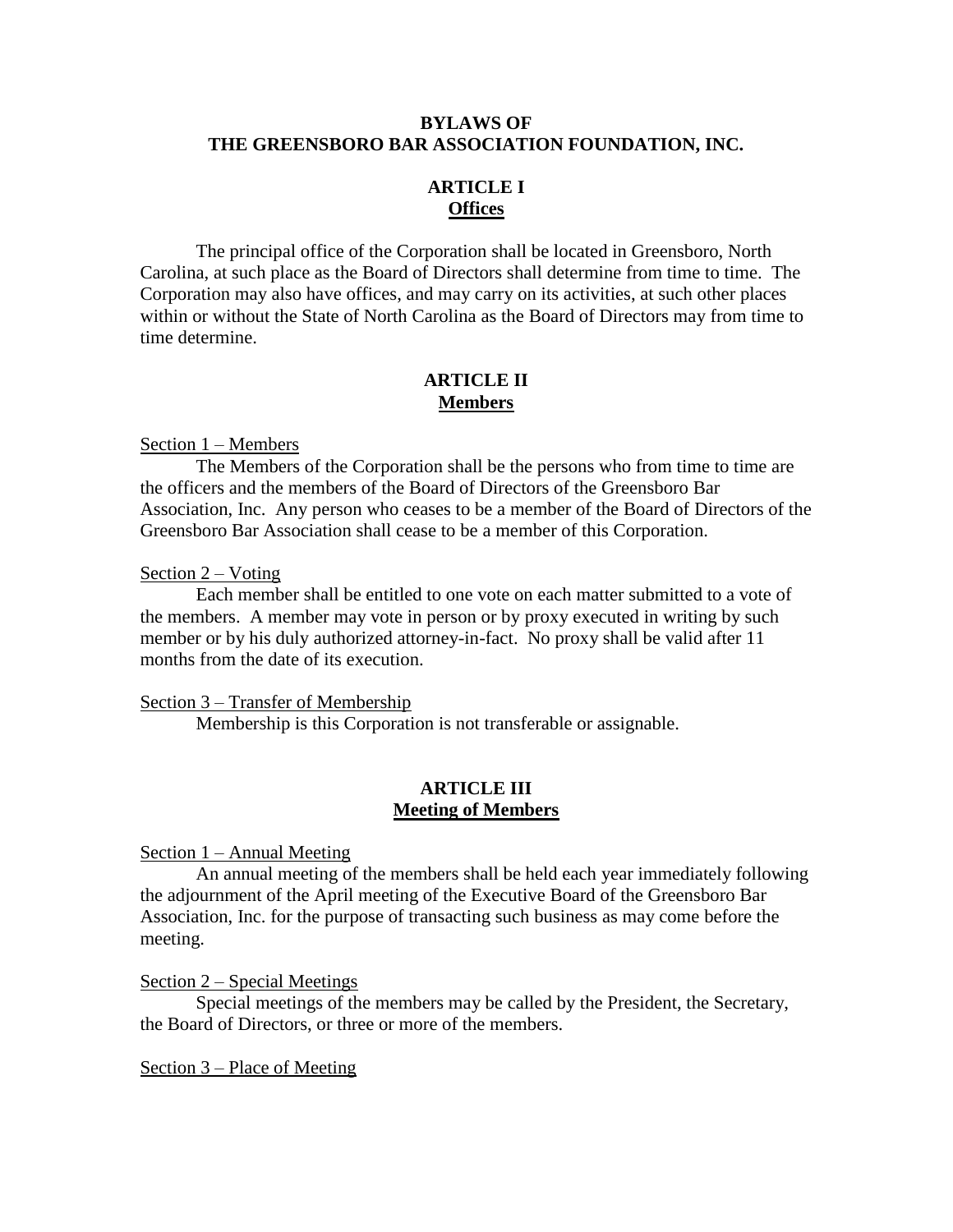# BYLAWS OF THE GREENSBORO BAR ASSOCIATION FOUNDATION, INC.

## ARTICLE I
## Offices

The principal office of the Corporation shall be located in Greensboro, North Carolina, at such place as the Board of Directors shall determine from time to time. The Corporation may also have offices, and may carry on its activities, at such other places within or without the State of North Carolina as the Board of Directors may from time to time determine.

## ARTICLE II
## Members

Section 1 – Members

The Members of the Corporation shall be the persons who from time to time are the officers and the members of the Board of Directors of the Greensboro Bar Association, Inc. Any person who ceases to be a member of the Board of Directors of the Greensboro Bar Association shall cease to be a member of this Corporation.

Section 2 – Voting

Each member shall be entitled to one vote on each matter submitted to a vote of the members. A member may vote in person or by proxy executed in writing by such member or by his duly authorized attorney-in-fact. No proxy shall be valid after 11 months from the date of its execution.

Section 3 – Transfer of Membership

Membership is this Corporation is not transferable or assignable.

## ARTICLE III
## Meeting of Members

Section 1 – Annual Meeting

An annual meeting of the members shall be held each year immediately following the adjournment of the April meeting of the Executive Board of the Greensboro Bar Association, Inc. for the purpose of transacting such business as may come before the meeting.

Section 2 – Special Meetings

Special meetings of the members may be called by the President, the Secretary, the Board of Directors, or three or more of the members.

Section 3 – Place of Meeting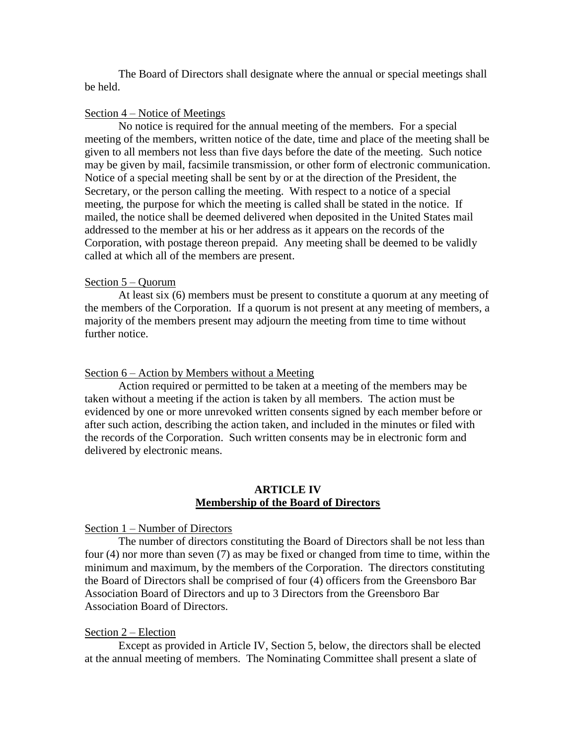The Board of Directors shall designate where the annual or special meetings shall be held.

Section 4 – Notice of Meetings

No notice is required for the annual meeting of the members. For a special meeting of the members, written notice of the date, time and place of the meeting shall be given to all members not less than five days before the date of the meeting. Such notice may be given by mail, facsimile transmission, or other form of electronic communication. Notice of a special meeting shall be sent by or at the direction of the President, the Secretary, or the person calling the meeting. With respect to a notice of a special meeting, the purpose for which the meeting is called shall be stated in the notice. If mailed, the notice shall be deemed delivered when deposited in the United States mail addressed to the member at his or her address as it appears on the records of the Corporation, with postage thereon prepaid. Any meeting shall be deemed to be validly called at which all of the members are present.

Section 5 – Quorum

At least six (6) members must be present to constitute a quorum at any meeting of the members of the Corporation. If a quorum is not present at any meeting of members, a majority of the members present may adjourn the meeting from time to time without further notice.

Section 6 – Action by Members without a Meeting

Action required or permitted to be taken at a meeting of the members may be taken without a meeting if the action is taken by all members. The action must be evidenced by one or more unrevoked written consents signed by each member before or after such action, describing the action taken, and included in the minutes or filed with the records of the Corporation. Such written consents may be in electronic form and delivered by electronic means.

## ARTICLE IV
## Membership of the Board of Directors

Section 1 – Number of Directors

The number of directors constituting the Board of Directors shall be not less than four (4) nor more than seven (7) as may be fixed or changed from time to time, within the minimum and maximum, by the members of the Corporation. The directors constituting the Board of Directors shall be comprised of four (4) officers from the Greensboro Bar Association Board of Directors and up to 3 Directors from the Greensboro Bar Association Board of Directors.

Section 2 – Election

Except as provided in Article IV, Section 5, below, the directors shall be elected at the annual meeting of members. The Nominating Committee shall present a slate of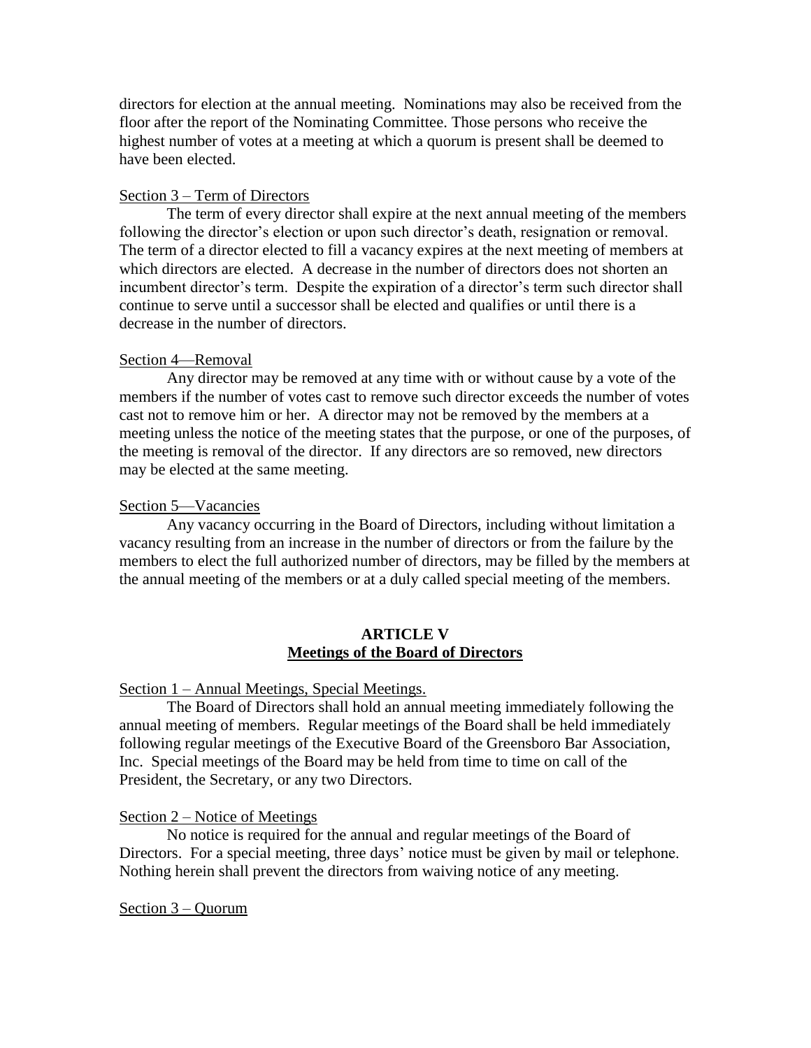directors for election at the annual meeting. Nominations may also be received from the floor after the report of the Nominating Committee. Those persons who receive the highest number of votes at a meeting at which a quorum is present shall be deemed to have been elected.

Section 3 – Term of Directors

The term of every director shall expire at the next annual meeting of the members following the director's election or upon such director's death, resignation or removal. The term of a director elected to fill a vacancy expires at the next meeting of members at which directors are elected. A decrease in the number of directors does not shorten an incumbent director's term. Despite the expiration of a director's term such director shall continue to serve until a successor shall be elected and qualifies or until there is a decrease in the number of directors.

Section 4—Removal

Any director may be removed at any time with or without cause by a vote of the members if the number of votes cast to remove such director exceeds the number of votes cast not to remove him or her. A director may not be removed by the members at a meeting unless the notice of the meeting states that the purpose, or one of the purposes, of the meeting is removal of the director. If any directors are so removed, new directors may be elected at the same meeting.

Section 5—Vacancies

Any vacancy occurring in the Board of Directors, including without limitation a vacancy resulting from an increase in the number of directors or from the failure by the members to elect the full authorized number of directors, may be filled by the members at the annual meeting of the members or at a duly called special meeting of the members.

## ARTICLE V
## Meetings of the Board of Directors

Section 1 – Annual Meetings, Special Meetings.

The Board of Directors shall hold an annual meeting immediately following the annual meeting of members. Regular meetings of the Board shall be held immediately following regular meetings of the Executive Board of the Greensboro Bar Association, Inc. Special meetings of the Board may be held from time to time on call of the President, the Secretary, or any two Directors.

Section 2 – Notice of Meetings

No notice is required for the annual and regular meetings of the Board of Directors. For a special meeting, three days' notice must be given by mail or telephone. Nothing herein shall prevent the directors from waiving notice of any meeting.

Section 3 – Quorum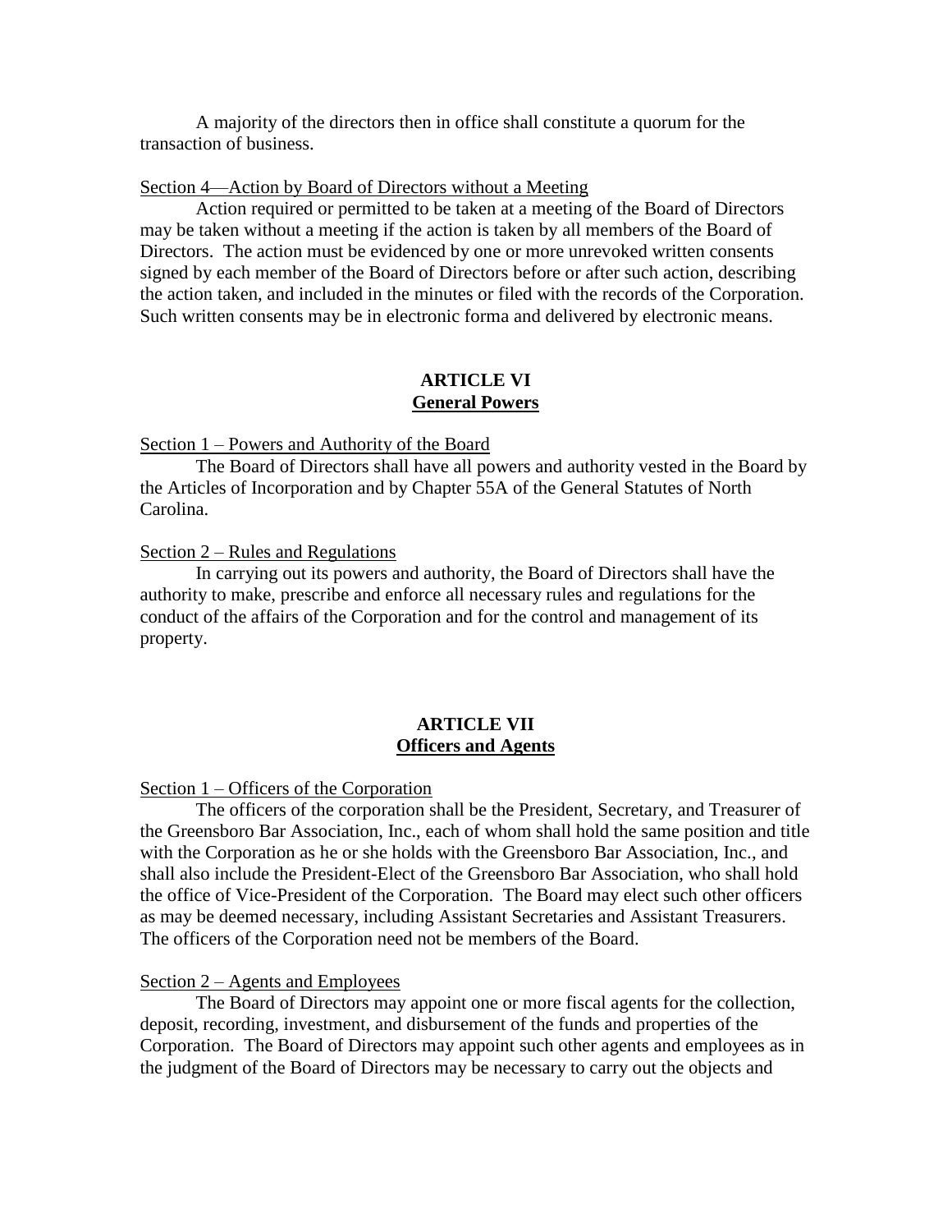A majority of the directors then in office shall constitute a quorum for the transaction of business.

Section 4—Action by Board of Directors without a Meeting

Action required or permitted to be taken at a meeting of the Board of Directors may be taken without a meeting if the action is taken by all members of the Board of Directors. The action must be evidenced by one or more unrevoked written consents signed by each member of the Board of Directors before or after such action, describing the action taken, and included in the minutes or filed with the records of the Corporation. Such written consents may be in electronic forma and delivered by electronic means.

## ARTICLE VI
## General Powers

Section 1 – Powers and Authority of the Board

The Board of Directors shall have all powers and authority vested in the Board by the Articles of Incorporation and by Chapter 55A of the General Statutes of North Carolina.

Section 2 – Rules and Regulations

In carrying out its powers and authority, the Board of Directors shall have the authority to make, prescribe and enforce all necessary rules and regulations for the conduct of the affairs of the Corporation and for the control and management of its property.

## ARTICLE VII
## Officers and Agents

Section 1 – Officers of the Corporation

The officers of the corporation shall be the President, Secretary, and Treasurer of the Greensboro Bar Association, Inc., each of whom shall hold the same position and title with the Corporation as he or she holds with the Greensboro Bar Association, Inc., and shall also include the President-Elect of the Greensboro Bar Association, who shall hold the office of Vice-President of the Corporation. The Board may elect such other officers as may be deemed necessary, including Assistant Secretaries and Assistant Treasurers. The officers of the Corporation need not be members of the Board.

Section 2 – Agents and Employees

The Board of Directors may appoint one or more fiscal agents for the collection, deposit, recording, investment, and disbursement of the funds and properties of the Corporation. The Board of Directors may appoint such other agents and employees as in the judgment of the Board of Directors may be necessary to carry out the objects and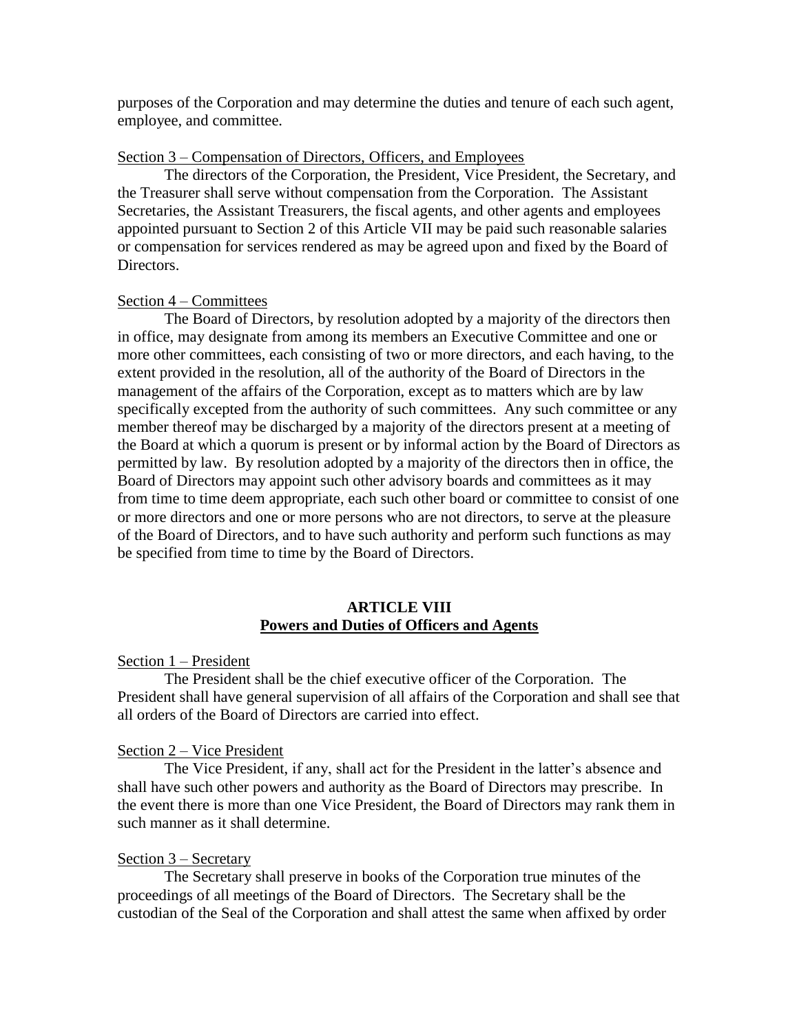purposes of the Corporation and may determine the duties and tenure of each such agent, employee, and committee.

Section 3 – Compensation of Directors, Officers, and Employees

The directors of the Corporation, the President, Vice President, the Secretary, and the Treasurer shall serve without compensation from the Corporation. The Assistant Secretaries, the Assistant Treasurers, the fiscal agents, and other agents and employees appointed pursuant to Section 2 of this Article VII may be paid such reasonable salaries or compensation for services rendered as may be agreed upon and fixed by the Board of Directors.

Section 4 – Committees

The Board of Directors, by resolution adopted by a majority of the directors then in office, may designate from among its members an Executive Committee and one or more other committees, each consisting of two or more directors, and each having, to the extent provided in the resolution, all of the authority of the Board of Directors in the management of the affairs of the Corporation, except as to matters which are by law specifically excepted from the authority of such committees. Any such committee or any member thereof may be discharged by a majority of the directors present at a meeting of the Board at which a quorum is present or by informal action by the Board of Directors as permitted by law. By resolution adopted by a majority of the directors then in office, the Board of Directors may appoint such other advisory boards and committees as it may from time to time deem appropriate, each such other board or committee to consist of one or more directors and one or more persons who are not directors, to serve at the pleasure of the Board of Directors, and to have such authority and perform such functions as may be specified from time to time by the Board of Directors.

## ARTICLE VIII
## Powers and Duties of Officers and Agents

Section 1 – President

The President shall be the chief executive officer of the Corporation. The President shall have general supervision of all affairs of the Corporation and shall see that all orders of the Board of Directors are carried into effect.

Section 2 – Vice President

The Vice President, if any, shall act for the President in the latter's absence and shall have such other powers and authority as the Board of Directors may prescribe. In the event there is more than one Vice President, the Board of Directors may rank them in such manner as it shall determine.

Section 3 – Secretary

The Secretary shall preserve in books of the Corporation true minutes of the proceedings of all meetings of the Board of Directors. The Secretary shall be the custodian of the Seal of the Corporation and shall attest the same when affixed by order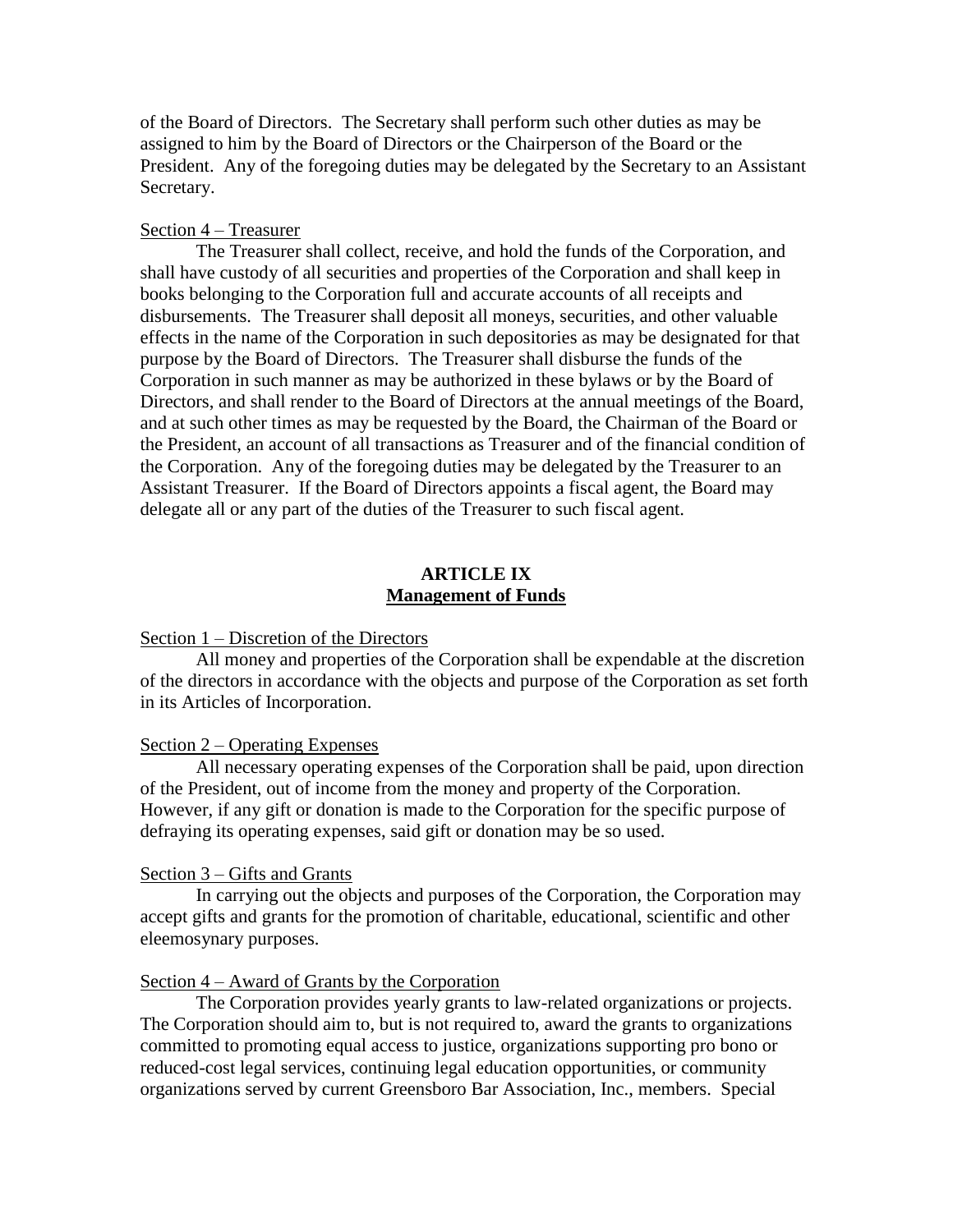of the Board of Directors. The Secretary shall perform such other duties as may be assigned to him by the Board of Directors or the Chairperson of the Board or the President. Any of the foregoing duties may be delegated by the Secretary to an Assistant Secretary.

Section 4 – Treasurer

The Treasurer shall collect, receive, and hold the funds of the Corporation, and shall have custody of all securities and properties of the Corporation and shall keep in books belonging to the Corporation full and accurate accounts of all receipts and disbursements. The Treasurer shall deposit all moneys, securities, and other valuable effects in the name of the Corporation in such depositories as may be designated for that purpose by the Board of Directors. The Treasurer shall disburse the funds of the Corporation in such manner as may be authorized in these bylaws or by the Board of Directors, and shall render to the Board of Directors at the annual meetings of the Board, and at such other times as may be requested by the Board, the Chairman of the Board or the President, an account of all transactions as Treasurer and of the financial condition of the Corporation. Any of the foregoing duties may be delegated by the Treasurer to an Assistant Treasurer. If the Board of Directors appoints a fiscal agent, the Board may delegate all or any part of the duties of the Treasurer to such fiscal agent.

## ARTICLE IX
## Management of Funds

Section 1 – Discretion of the Directors

All money and properties of the Corporation shall be expendable at the discretion of the directors in accordance with the objects and purpose of the Corporation as set forth in its Articles of Incorporation.

Section 2 – Operating Expenses

All necessary operating expenses of the Corporation shall be paid, upon direction of the President, out of income from the money and property of the Corporation. However, if any gift or donation is made to the Corporation for the specific purpose of defraying its operating expenses, said gift or donation may be so used.

Section 3 – Gifts and Grants

In carrying out the objects and purposes of the Corporation, the Corporation may accept gifts and grants for the promotion of charitable, educational, scientific and other eleemosynary purposes.

Section 4 – Award of Grants by the Corporation

The Corporation provides yearly grants to law-related organizations or projects. The Corporation should aim to, but is not required to, award the grants to organizations committed to promoting equal access to justice, organizations supporting pro bono or reduced-cost legal services, continuing legal education opportunities, or community organizations served by current Greensboro Bar Association, Inc., members. Special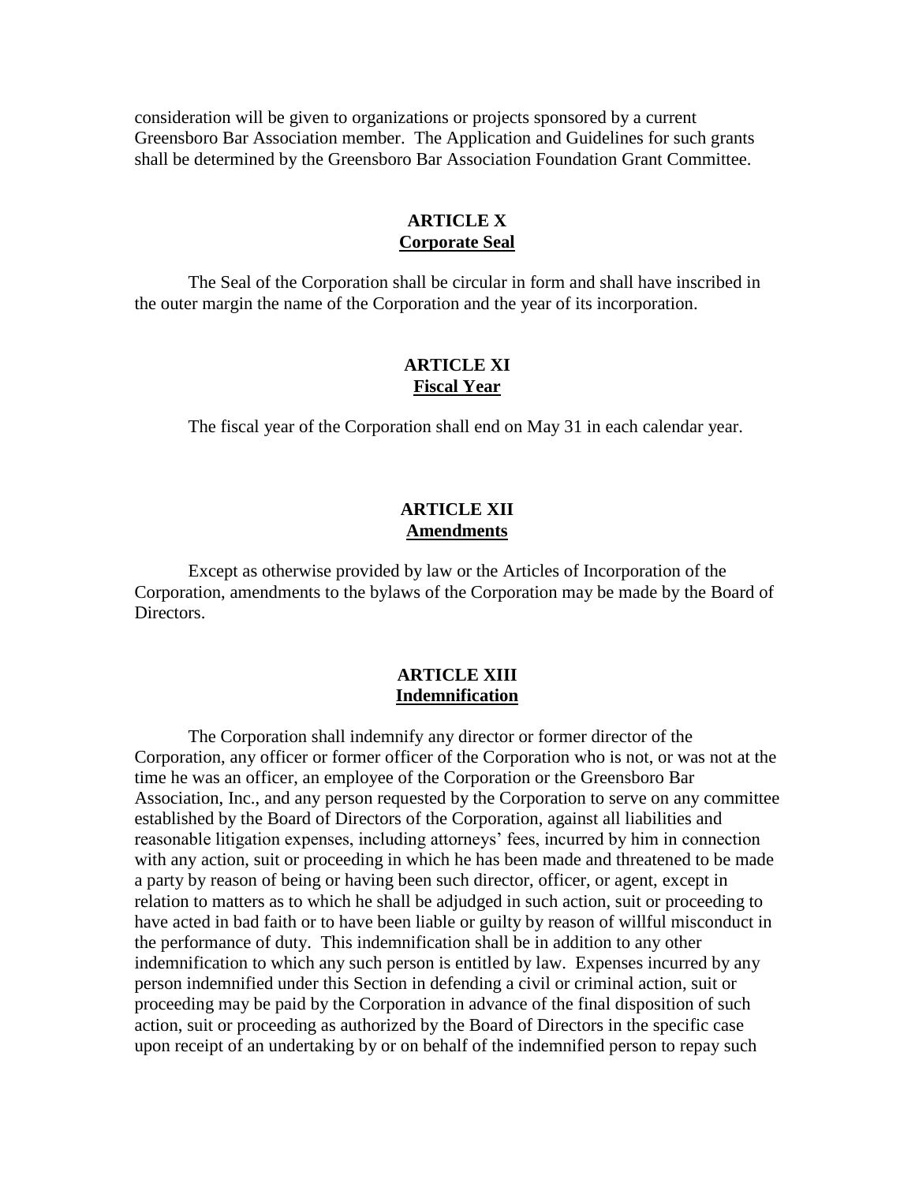consideration will be given to organizations or projects sponsored by a current Greensboro Bar Association member. The Application and Guidelines for such grants shall be determined by the Greensboro Bar Association Foundation Grant Committee.

## ARTICLE X
**Corporate Seal**

The Seal of the Corporation shall be circular in form and shall have inscribed in the outer margin the name of the Corporation and the year of its incorporation.

## ARTICLE XI
**Fiscal Year**

The fiscal year of the Corporation shall end on May 31 in each calendar year.

## ARTICLE XII
**Amendments**

Except as otherwise provided by law or the Articles of Incorporation of the Corporation, amendments to the bylaws of the Corporation may be made by the Board of Directors.

## ARTICLE XIII
**Indemnification**

The Corporation shall indemnify any director or former director of the Corporation, any officer or former officer of the Corporation who is not, or was not at the time he was an officer, an employee of the Corporation or the Greensboro Bar Association, Inc., and any person requested by the Corporation to serve on any committee established by the Board of Directors of the Corporation, against all liabilities and reasonable litigation expenses, including attorneys' fees, incurred by him in connection with any action, suit or proceeding in which he has been made and threatened to be made a party by reason of being or having been such director, officer, or agent, except in relation to matters as to which he shall be adjudged in such action, suit or proceeding to have acted in bad faith or to have been liable or guilty by reason of willful misconduct in the performance of duty. This indemnification shall be in addition to any other indemnification to which any such person is entitled by law. Expenses incurred by any person indemnified under this Section in defending a civil or criminal action, suit or proceeding may be paid by the Corporation in advance of the final disposition of such action, suit or proceeding as authorized by the Board of Directors in the specific case upon receipt of an undertaking by or on behalf of the indemnified person to repay such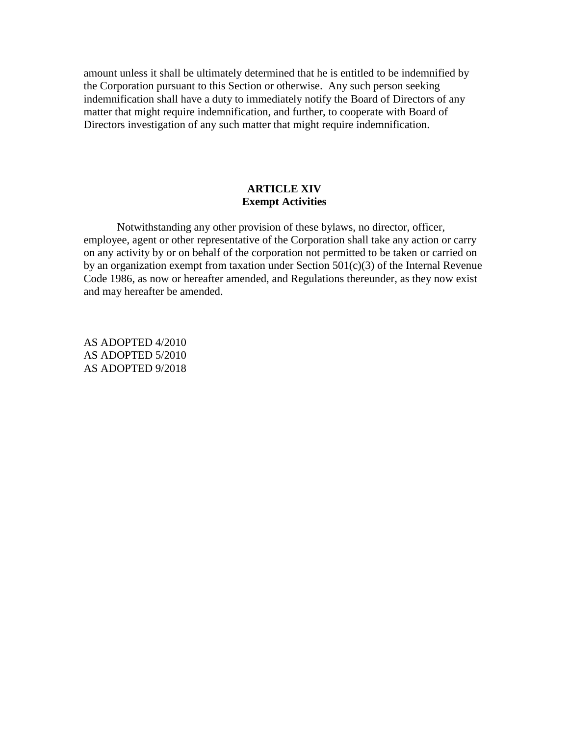amount unless it shall be ultimately determined that he is entitled to be indemnified by the Corporation pursuant to this Section or otherwise. Any such person seeking indemnification shall have a duty to immediately notify the Board of Directors of any matter that might require indemnification, and further, to cooperate with Board of Directors investigation of any such matter that might require indemnification.

## ARTICLE XIV
## Exempt Activities

Notwithstanding any other provision of these bylaws, no director, officer, employee, agent or other representative of the Corporation shall take any action or carry on any activity by or on behalf of the corporation not permitted to be taken or carried on by an organization exempt from taxation under Section 501(c)(3) of the Internal Revenue Code 1986, as now or hereafter amended, and Regulations thereunder, as they now exist and may hereafter be amended.

AS ADOPTED 4/2010
AS ADOPTED 5/2010
AS ADOPTED 9/2018